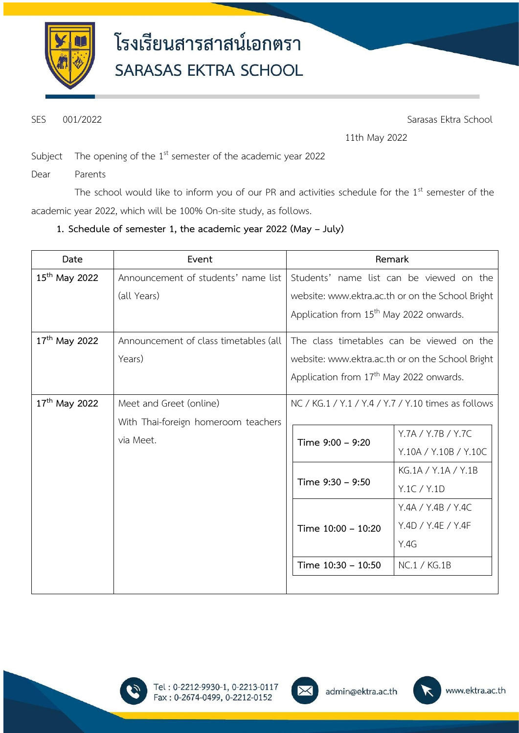# โรงเรียนสารสาสน์เอกตรา
# SARASAS EKTRA SCHOOL

SES 001/2022 Sarasas Ektra School

11th May 2022

Subject The opening of the 1st semester of the academic year 2022

Dear Parents

The school would like to inform you of our PR and activities schedule for the 1st semester of the academic year 2022, which will be 100% On-site study, as follows.

**1. Schedule of semester 1, the academic year 2022 (May – July)**

| Date | Event | Remark |
|---|---|---|
| 15th May 2022 | Announcement of students' name list (all Years) | Students' name list can be viewed on the website: www.ektra.ac.th or on the School Bright Application from 15th May 2022 onwards. |
| 17th May 2022 | Announcement of class timetables (all Years) | The class timetables can be viewed on the website: www.ektra.ac.th or on the School Bright Application from 17th May 2022 onwards. |
| 17th May 2022 | Meet and Greet (online) With Thai-foreign homeroom teachers via Meet. | NC / KG.1 / Y.1 / Y.4 / Y.7 / Y.10 times as follows<br>Time 9:00 – 9:20: Y.7A / Y.7B / Y.7C Y.10A / Y.10B / Y.10C<br>Time 9:30 – 9:50: KG.1A / Y.1A / Y.1B Y.1C / Y.1D<br>Time 10:00 – 10:20: Y.4A / Y.4B / Y.4C Y.4D / Y.4E / Y.4F Y.4G<br>Time 10:30 – 10:50: NC.1 / KG.1B |

Tel : 0-2212-9930-1, 0-2213-0117
Fax : 0-2674-0499, 0-2212-0152
admin@ektra.ac.th
www.ektra.ac.th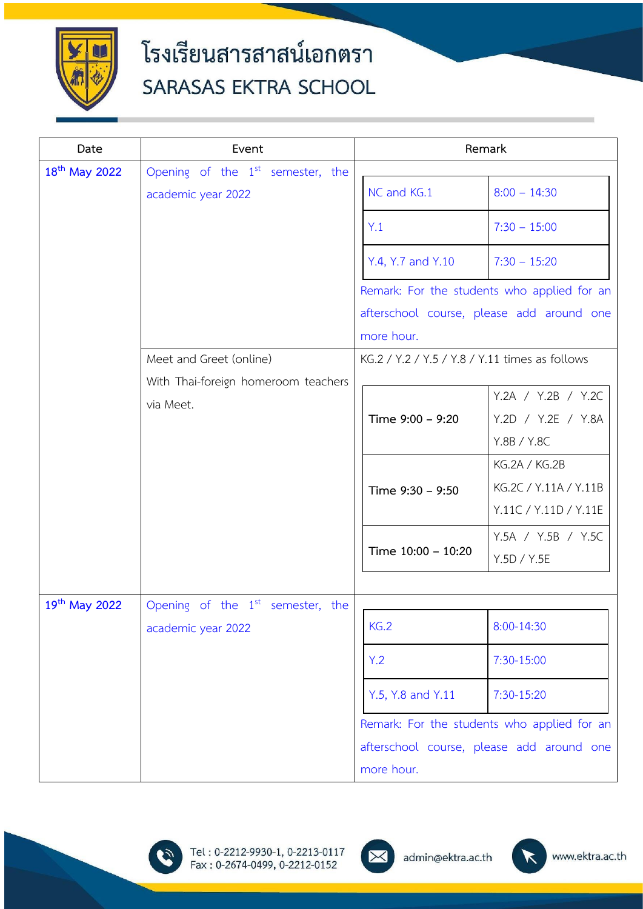# โรงเรียนสารสาสน์เอกตรา

## SARASAS EKTRA SCHOOL

| Date | Event | Remark |
|---|---|---|
| 18th May 2022 | Opening of the 1st semester, the academic year 2022 | NC and KG.1: 8:00 – 14:30<br>Y.1: 7:30 – 15:00<br>Y.4, Y.7 and Y.10: 7:30 – 15:20<br>Remark: For the students who applied for an afterschool course, please add around one more hour. |
| | Meet and Greet (online) With Thai-foreign homeroom teachers via Meet. | KG.2 / Y.2 / Y.5 / Y.8 / Y.11 times as follows<br>Time 9:00 – 9:20: Y.2A / Y.2B / Y.2C Y.2D / Y.2E / Y.8A Y.8B / Y.8C<br>Time 9:30 – 9:50: KG.2A / KG.2B KG.2C / Y.11A / Y.11B Y.11C / Y.11D / Y.11E<br>Time 10:00 – 10:20: Y.5A / Y.5B / Y.5C Y.5D / Y.5E |
| 19th May 2022 | Opening of the 1st semester, the academic year 2022 | KG.2: 8:00-14:30<br>Y.2: 7:30-15:00<br>Y.5, Y.8 and Y.11: 7:30-15:20<br>Remark: For the students who applied for an afterschool course, please add around one more hour. |

Tel : 0-2212-9930-1, 0-2213-0117
Fax : 0-2674-0499, 0-2212-0152

admin@ektra.ac.th

www.ektra.ac.th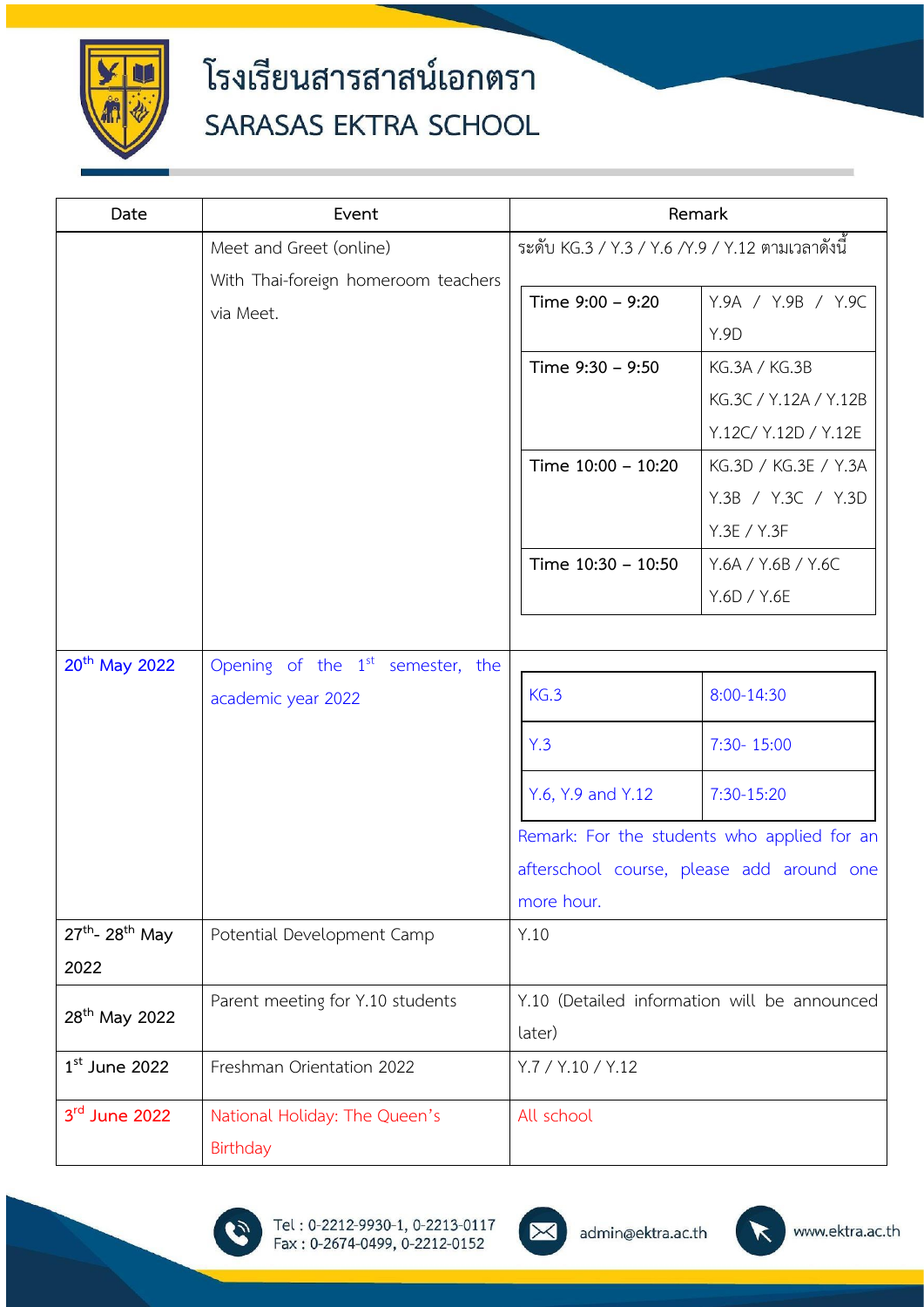| Date | Event | Remark |
|---|---|---|
| | Meet and Greet (online) With Thai-foreign homeroom teachers via Meet. | ระดับ KG.3 / Y.3 / Y.6 /Y.9 / Y.12 ตามเวลาดังนี้<br>Time 9:00 – 9:20: Y.9A / Y.9B / Y.9C Y.9D<br>Time 9:30 – 9:50: KG.3A / KG.3B KG.3C / Y.12A / Y.12B Y.12C/ Y.12D / Y.12E<br>Time 10:00 – 10:20: KG.3D / KG.3E / Y.3A Y.3B / Y.3C / Y.3D Y.3E / Y.3F<br>Time 10:30 – 10:50: Y.6A / Y.6B / Y.6C Y.6D / Y.6E |
| 20th May 2022 | Opening of the 1st semester, the academic year 2022 | KG.3: 8:00-14:30<br>Y.3: 7:30- 15:00<br>Y.6, Y.9 and Y.12: 7:30-15:20<br>Remark: For the students who applied for an afterschool course, please add around one more hour. |
| 27th- 28th May 2022 | Potential Development Camp | Y.10 |
| 28th May 2022 | Parent meeting for Y.10 students | Y.10 (Detailed information will be announced later) |
| 1st June 2022 | Freshman Orientation 2022 | Y.7 / Y.10 / Y.12 |
| 3rd June 2022 | National Holiday: The Queen's Birthday | All school |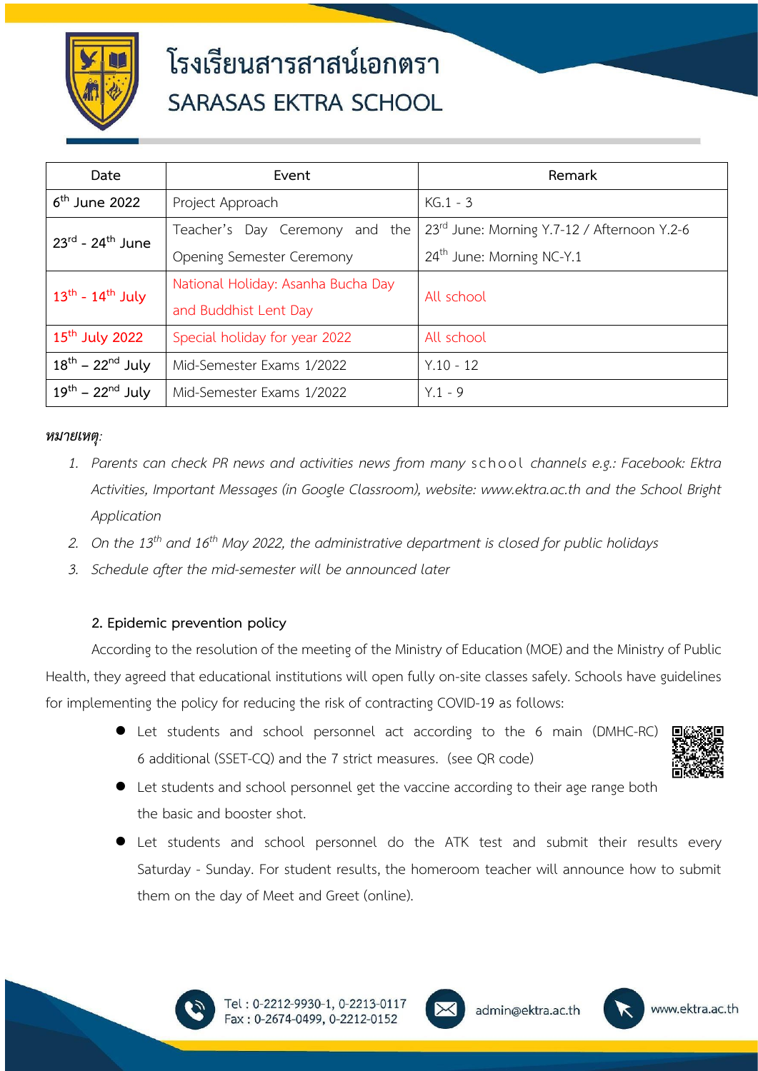| Date | Event | Remark |
|---|---|---|
| 6th June 2022 | Project Approach | KG.1 - 3 |
| 23rd - 24th June | Teacher's Day Ceremony and the Opening Semester Ceremony | 23rd June: Morning Y.7-12 / Afternoon Y.2-6<br>24th June: Morning NC-Y.1 |
| 13th - 14th July | National Holiday: Asanha Bucha Day and Buddhist Lent Day | All school |
| 15th July 2022 | Special holiday for year 2022 | All school |
| 18th – 22nd July | Mid-Semester Exams 1/2022 | Y.10 - 12 |
| 19th – 22nd July | Mid-Semester Exams 1/2022 | Y.1 - 9 |

***หมายเหตุ:***

1. *Parents can check PR news and activities news from many school channels e.g.: Facebook: Ektra Activities, Important Messages (in Google Classroom), website: www.ektra.ac.th and the School Bright Application*
2. *On the 13th and 16th May 2022, the administrative department is closed for public holidays*
3. *Schedule after the mid-semester will be announced later*

**2. Epidemic prevention policy**

According to the resolution of the meeting of the Ministry of Education (MOE) and the Ministry of Public Health, they agreed that educational institutions will open fully on-site classes safely. Schools have guidelines for implementing the policy for reducing the risk of contracting COVID-19 as follows:

- Let students and school personnel act according to the 6 main (DMHC-RC) 6 additional (SSET-CQ) and the 7 strict measures. (see QR code)
- Let students and school personnel get the vaccine according to their age range both the basic and booster shot.
- Let students and school personnel do the ATK test and submit their results every Saturday - Sunday. For student results, the homeroom teacher will announce how to submit them on the day of Meet and Greet (online).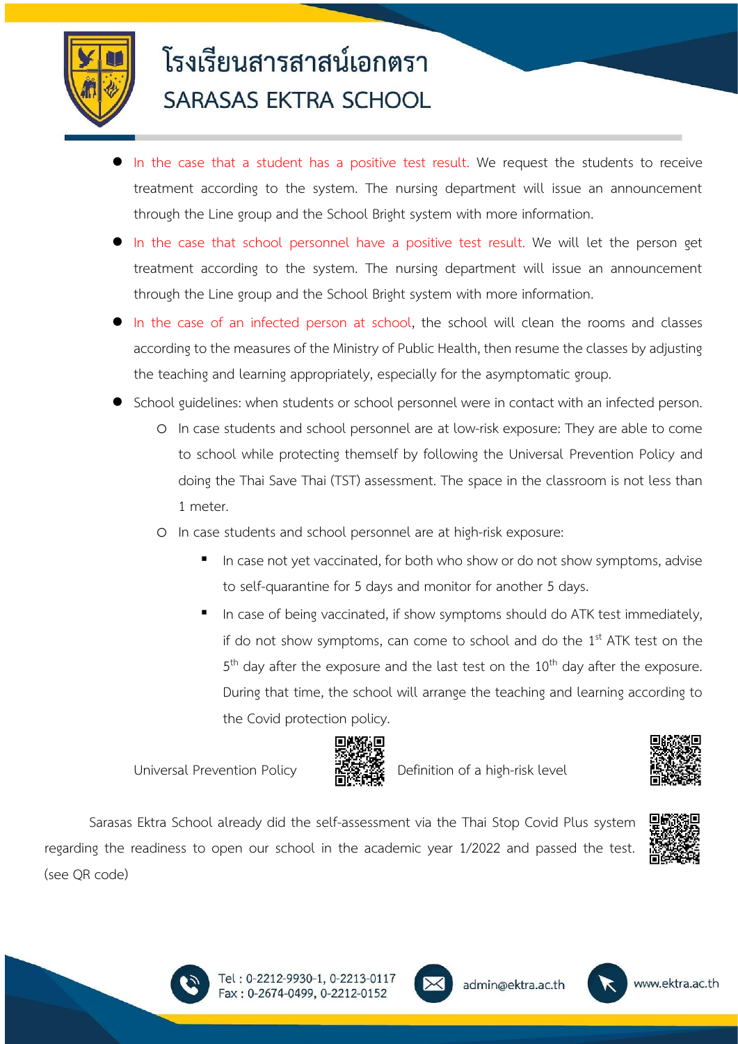- In the case that a student has a positive test result. We request the students to receive treatment according to the system. The nursing department will issue an announcement through the Line group and the School Bright system with more information.
- In the case that school personnel have a positive test result. We will let the person get treatment according to the system. The nursing department will issue an announcement through the Line group and the School Bright system with more information.
- In the case of an infected person at school, the school will clean the rooms and classes according to the measures of the Ministry of Public Health, then resume the classes by adjusting the teaching and learning appropriately, especially for the asymptomatic group.
- School guidelines: when students or school personnel were in contact with an infected person.
  - In case students and school personnel are at low-risk exposure: They are able to come to school while protecting themself by following the Universal Prevention Policy and doing the Thai Save Thai (TST) assessment. The space in the classroom is not less than 1 meter.
  - In case students and school personnel are at high-risk exposure:
    - In case not yet vaccinated, for both who show or do not show symptoms, advise to self-quarantine for 5 days and monitor for another 5 days.
    - In case of being vaccinated, if show symptoms should do ATK test immediately, if do not show symptoms, can come to school and do the 1st ATK test on the 5th day after the exposure and the last test on the 10th day after the exposure. During that time, the school will arrange the teaching and learning according to the Covid protection policy.

Universal Prevention Policy

Definition of a high-risk level

Sarasas Ektra School already did the self-assessment via the Thai Stop Covid Plus system regarding the readiness to open our school in the academic year 1/2022 and passed the test. (see QR code)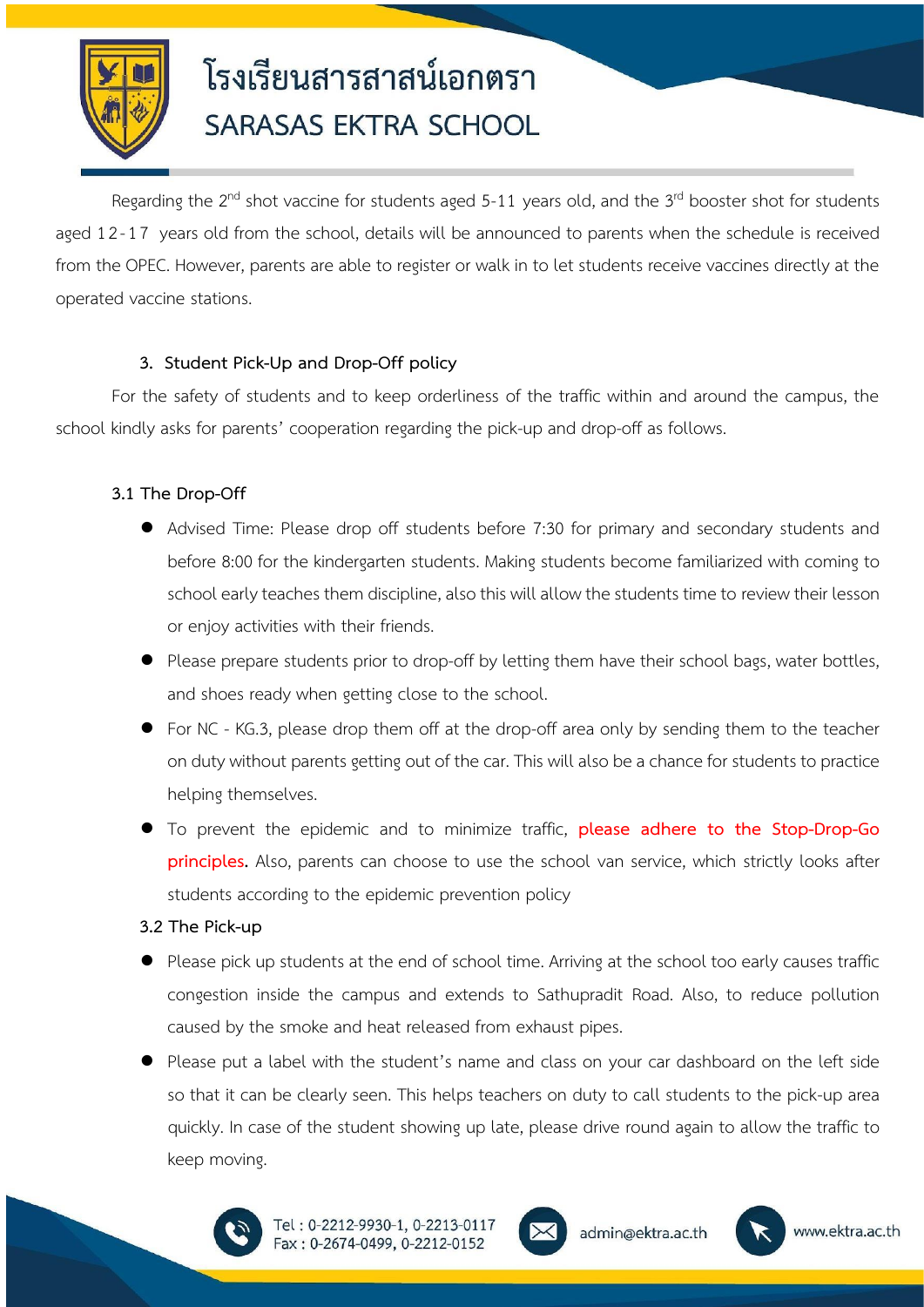Regarding the 2nd shot vaccine for students aged 5-11 years old, and the 3rd booster shot for students aged 12-17 years old from the school, details will be announced to parents when the schedule is received from the OPEC. However, parents are able to register or walk in to let students receive vaccines directly at the operated vaccine stations.

### 3. Student Pick-Up and Drop-Off policy

For the safety of students and to keep orderliness of the traffic within and around the campus, the school kindly asks for parents' cooperation regarding the pick-up and drop-off as follows.

#### 3.1 The Drop-Off

- Advised Time: Please drop off students before 7:30 for primary and secondary students and before 8:00 for the kindergarten students. Making students become familiarized with coming to school early teaches them discipline, also this will allow the students time to review their lesson or enjoy activities with their friends.
- Please prepare students prior to drop-off by letting them have their school bags, water bottles, and shoes ready when getting close to the school.
- For NC - KG.3, please drop them off at the drop-off area only by sending them to the teacher on duty without parents getting out of the car. This will also be a chance for students to practice helping themselves.
- To prevent the epidemic and to minimize traffic, please adhere to the Stop-Drop-Go principles. Also, parents can choose to use the school van service, which strictly looks after students according to the epidemic prevention policy

#### 3.2 The Pick-up

- Please pick up students at the end of school time. Arriving at the school too early causes traffic congestion inside the campus and extends to Sathupradit Road. Also, to reduce pollution caused by the smoke and heat released from exhaust pipes.
- Please put a label with the student's name and class on your car dashboard on the left side so that it can be clearly seen. This helps teachers on duty to call students to the pick-up area quickly. In case of the student showing up late, please drive round again to allow the traffic to keep moving.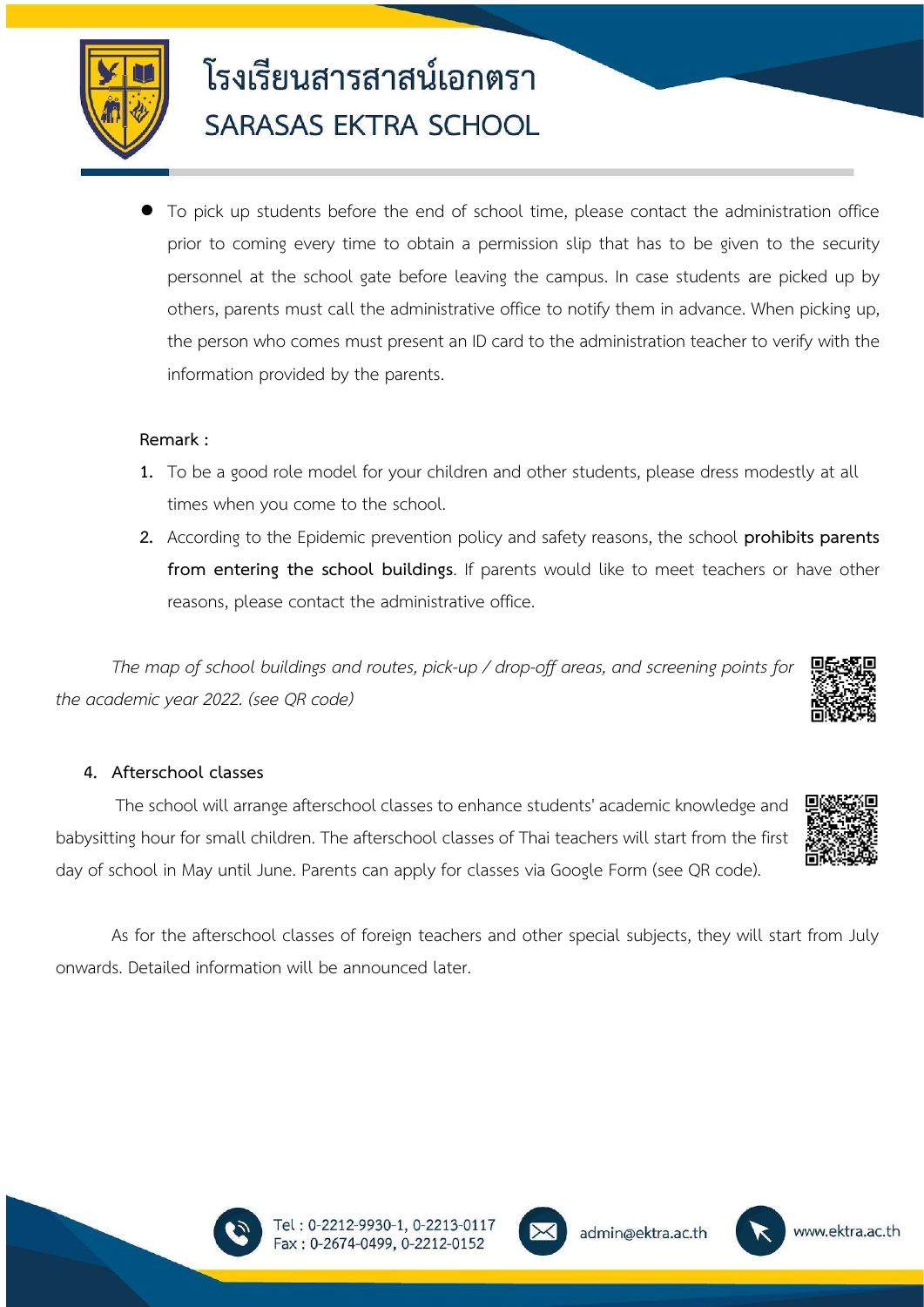- To pick up students before the end of school time, please contact the administration office prior to coming every time to obtain a permission slip that has to be given to the security personnel at the school gate before leaving the campus. In case students are picked up by others, parents must call the administrative office to notify them in advance. When picking up, the person who comes must present an ID card to the administration teacher to verify with the information provided by the parents.

**Remark :**

1. To be a good role model for your children and other students, please dress modestly at all times when you come to the school.
2. According to the Epidemic prevention policy and safety reasons, the school **prohibits parents from entering the school buildings**. If parents would like to meet teachers or have other reasons, please contact the administrative office.

*The map of school buildings and routes, pick-up / drop-off areas, and screening points for the academic year 2022. (see QR code)*

## 4. Afterschool classes

The school will arrange afterschool classes to enhance students' academic knowledge and babysitting hour for small children. The afterschool classes of Thai teachers will start from the first day of school in May until June. Parents can apply for classes via Google Form (see QR code).

As for the afterschool classes of foreign teachers and other special subjects, they will start from July onwards. Detailed information will be announced later.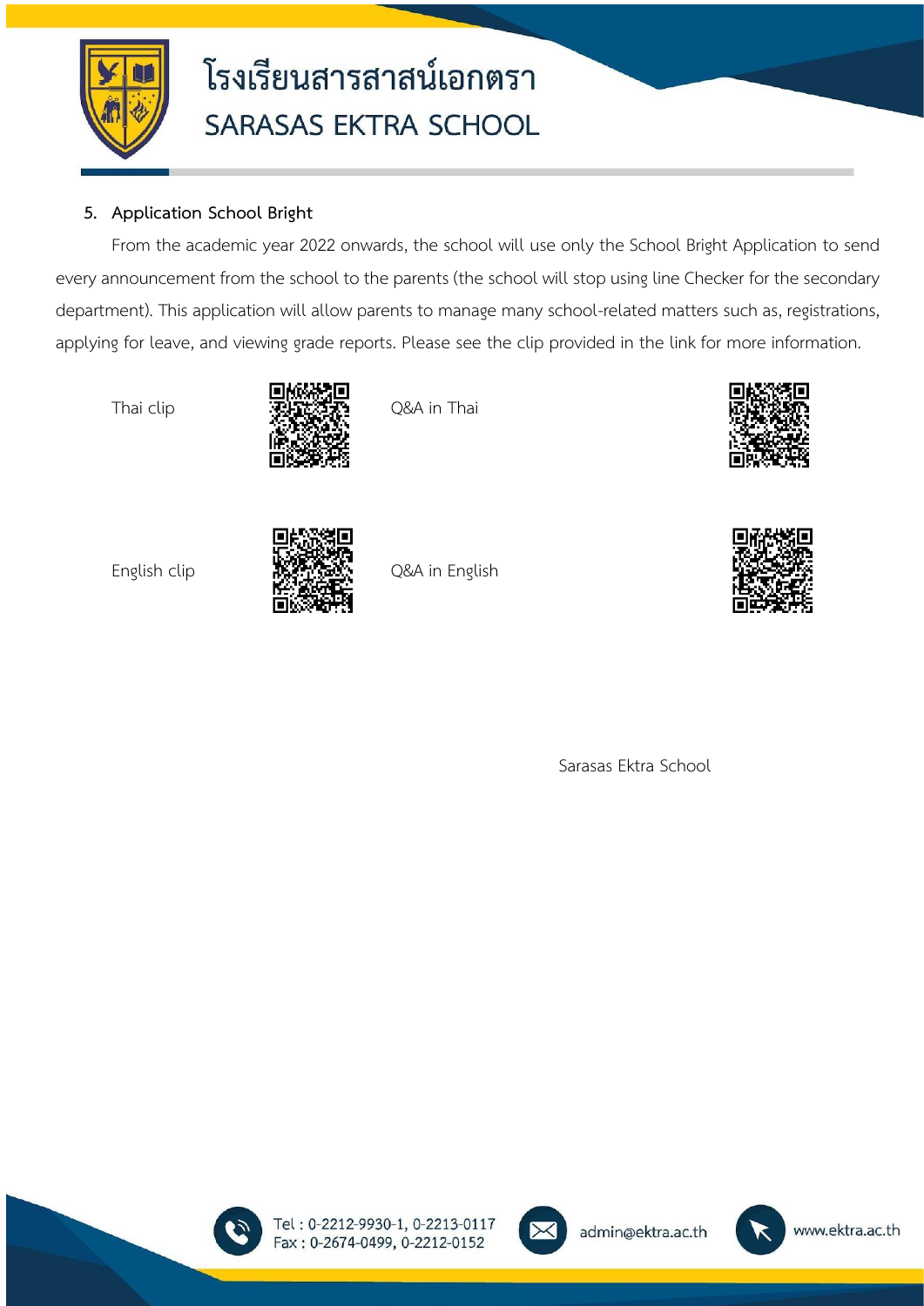5. **Application School Bright**

From the academic year 2022 onwards, the school will use only the School Bright Application to send every announcement from the school to the parents (the school will stop using line Checker for the secondary department). This application will allow parents to manage many school-related matters such as, registrations, applying for leave, and viewing grade reports. Please see the clip provided in the link for more information.

Thai clip

Q&A in Thai

English clip

Q&A in English

Sarasas Ektra School